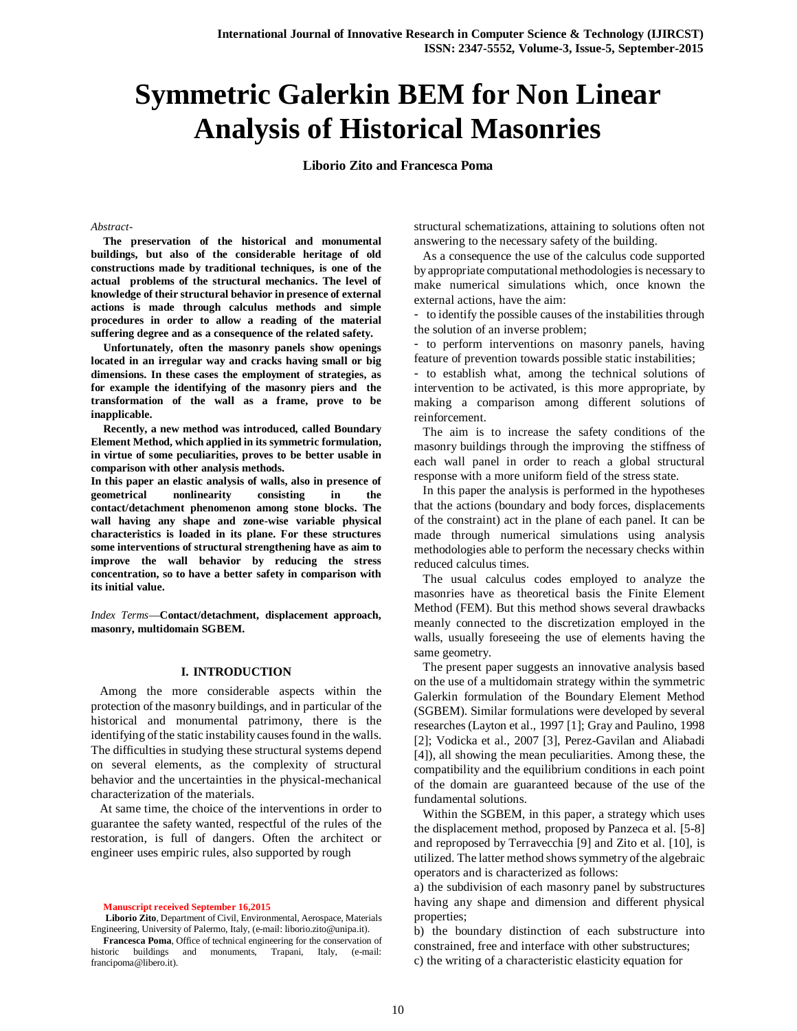# Symmetric Galerkin BEM for Non Linear Analysis of Historical Masonries

**Liborio Zito and Francesca Poma**

*Abstract-*

**The preservation of the historical and monumental buildings, but also of the considerable heritage of old constructions made by traditional techniques, is one of the actual problems of the structural mechanics. The level of knowledge of their structural behavior in presence of external actions is made through calculus methods and simple procedures in order to allow a reading of the material suffering degree and as a consequence of the related safety.**

**Unfortunately, often the masonry panels show openings located in an irregular way and cracks having small or big dimensions. In these cases the employment of strategies, as for example the identifying of the masonry piers and the transformation of the wall as a frame, prove to be inapplicable.**

**Recently, a new method was introduced, called Boundary Element Method, which applied in its symmetric formulation, in virtue of some peculiarities, proves to be better usable in comparison with other analysis methods.**

**In this paper an elastic analysis of walls, also in presence of geometrical nonlinearity consisting in the contact/detachment phenomenon among stone blocks. The wall having any shape and zone-wise variable physical characteristics is loaded in its plane. For these structures some interventions of structural strengthening have as aim to improve the wall behavior by reducing the stress concentration, so to have a better safety in comparison with its initial value.**

*Index Terms*—**Contact/detachment, displacement approach, masonry, multidomain SGBEM.**

## I. INTRODUCTION

Among the more considerable aspects within the protection of the masonry buildings, and in particular of the historical and monumental patrimony, there is the identifying of the static instability causes found in the walls. The difficulties in studying these structural systems depend on several elements, as the complexity of structural behavior and the uncertainties in the physical-mechanical characterization of the materials.

At same time, the choice of the interventions in order to guarantee the safety wanted, respectful of the rules of the restoration, is full of dangers. Often the architect or engineer uses empiric rules, also supported by rough structural schematizations, attaining to solutions often not answering to the necessary safety of the building.

As a consequence the use of the calculus code supported by appropriate computational methodologies is necessary to make numerical simulations which, once known the external actions, have the aim:

- to identify the possible causes of the instabilities through the solution of an inverse problem;
- to perform interventions on masonry panels, having feature of prevention towards possible static instabilities;
- to establish what, among the technical solutions of intervention to be activated, is this more appropriate, by making a comparison among different solutions of reinforcement.

The aim is to increase the safety conditions of the masonry buildings through the improving the stiffness of each wall panel in order to reach a global structural response with a more uniform field of the stress state.

In this paper the analysis is performed in the hypotheses that the actions (boundary and body forces, displacements of the constraint) act in the plane of each panel. It can be made through numerical simulations using analysis methodologies able to perform the necessary checks within reduced calculus times.

The usual calculus codes employed to analyze the masonries have as theoretical basis the Finite Element Method (FEM). But this method shows several drawbacks meanly connected to the discretization employed in the walls, usually foreseeing the use of elements having the same geometry.

The present paper suggests an innovative analysis based on the use of a multidomain strategy within the symmetric Galerkin formulation of the Boundary Element Method (SGBEM). Similar formulations were developed by several researches (Layton et al., 1997 [1]; Gray and Paulino, 1998 [2]; Vodicka et al., 2007 [3], Perez-Gavilan and Aliabadi [4]), all showing the mean peculiarities. Among these, the compatibility and the equilibrium conditions in each point of the domain are guaranteed because of the use of the fundamental solutions.

Within the SGBEM, in this paper, a strategy which uses the displacement method, proposed by Panzeca et al. [5-8] and reproposed by Terravecchia [9] and Zito et al. [10], is utilized. The latter method shows symmetry of the algebraic operators and is characterized as follows:

a) the subdivision of each masonry panel by substructures having any shape and dimension and different physical properties;

b) the boundary distinction of each substructure into constrained, free and interface with other substructures;

c) the writing of a characteristic elasticity equation for

**Manuscript received September 16,2015**

**Liborio Zito**, Department of Civil, Environmental, Aerospace, Materials Engineering, University of Palermo, Italy, (e-mail: liborio.zito@unipa.it).

**Francesca Poma**, Office of technical engineering for the conservation of historic buildings and monuments, Trapani, Italy, (e-mail: francipoma@libero.it).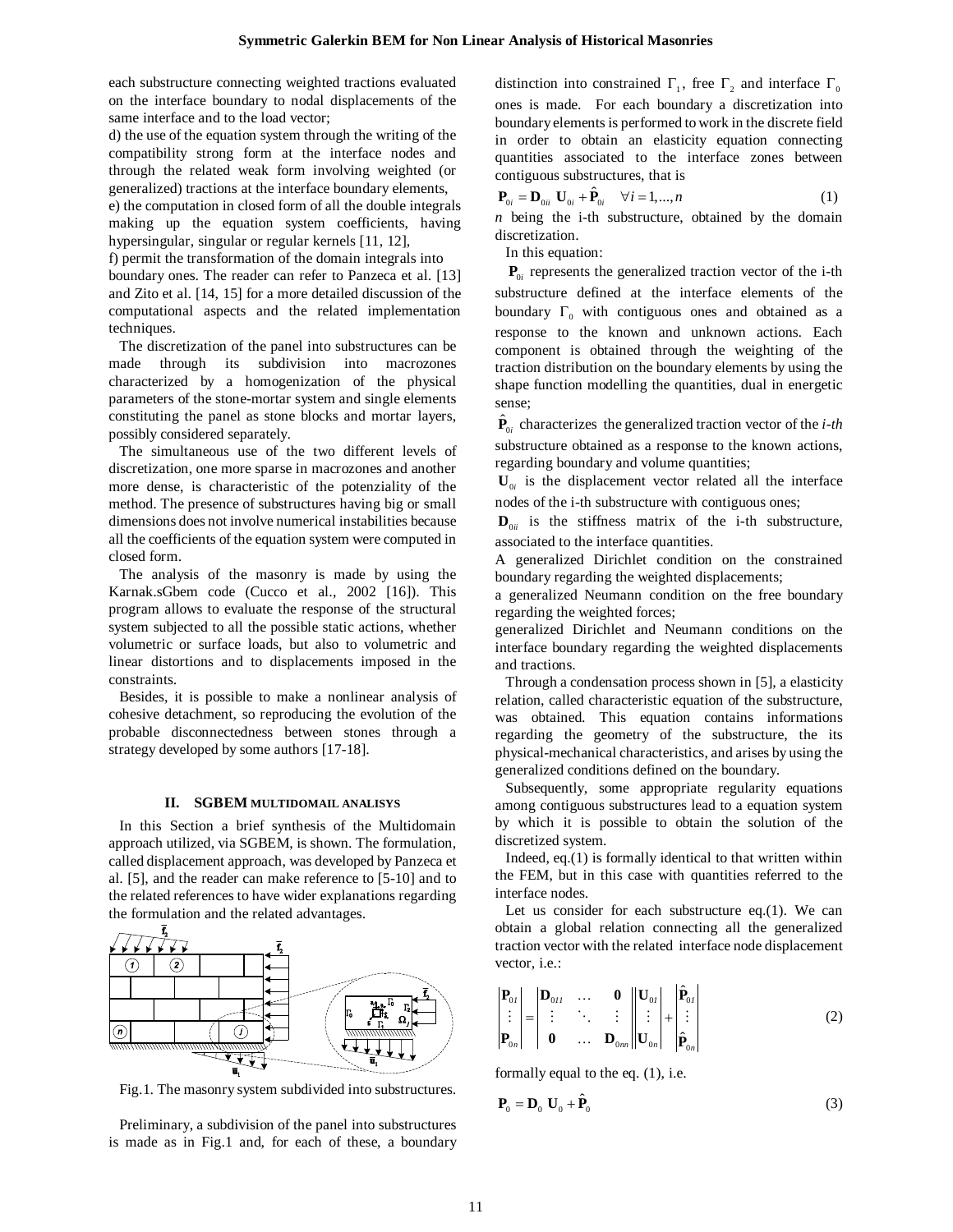each substructure connecting weighted tractions evaluated on the interface boundary to nodal displacements of the same interface and to the load vector;

d) the use of the equation system through the writing of the compatibility strong form at the interface nodes and through the related weak form involving weighted (or generalized) tractions at the interface boundary elements,

e) the computation in closed form of all the double integrals making up the equation system coefficients, having hypersingular, singular or regular kernels [11, 12],

f) permit the transformation of the domain integrals into boundary ones. The reader can refer to Panzeca et al. [13] and Zito et al. [14, 15] for a more detailed discussion of the computational aspects and the related implementation techniques.

The discretization of the panel into substructures can be made through its subdivision into macrozones characterized by a homogenization of the physical parameters of the stone-mortar system and single elements constituting the panel as stone blocks and mortar layers, possibly considered separately.

The simultaneous use of the two different levels of discretization, one more sparse in macrozones and another more dense, is characteristic of the potenziality of the method. The presence of substructures having big or small dimensions does not involve numerical instabilities because all the coefficients of the equation system were computed in closed form.

The analysis of the masonry is made by using the Karnak.sGbem code (Cucco et al., 2002 [16]). This program allows to evaluate the response of the structural system subjected to all the possible static actions, whether volumetric or surface loads, but also to volumetric and linear distortions and to displacements imposed in the constraints.

Besides, it is possible to make a nonlinear analysis of cohesive detachment, so reproducing the evolution of the probable disconnectedness between stones through a strategy developed by some authors [17-18].

## II. SGBEM MULTIDOMAIL ANALISYS

In this Section a brief synthesis of the Multidomain approach utilized, via SGBEM, is shown. The formulation, called displacement approach, was developed by Panzeca et al. [5], and the reader can make reference to [5-10] and to the related references to have wider explanations regarding the formulation and the related advantages.

Fig.1. The masonry system subdivided into substructures.

Preliminary, a subdivision of the panel into substructures is made as in Fig.1 and, for each of these, a boundary distinction into constrained $\Gamma_1$, free $\Gamma_2$ and interface $\Gamma_0$ ones is made. For each boundary a discretization into boundary elements is performed to work in the discrete field in order to obtain an elasticity equation connecting quantities associated to the interface zones between contiguous substructures, that is

$$\mathbf{P}_{0i} = \mathbf{D}_{0ii}\ \mathbf{U}_{0i} + \hat{\mathbf{P}}_{0i} \quad \forall i = 1,...,n \tag{1}$$

$n$ being the i-th substructure, obtained by the domain discretization.

In this equation:

$\mathbf{P}_{0i}$ represents the generalized traction vector of the i-th substructure defined at the interface elements of the boundary $\Gamma_0$ with contiguous ones and obtained as a response to the known and unknown actions. Each component is obtained through the weighting of the traction distribution on the boundary elements by using the shape function modelling the quantities, dual in energetic sense;

$\hat{\mathbf{P}}_{0i}$ characterizes the generalized traction vector of the *i-th* substructure obtained as a response to the known actions, regarding boundary and volume quantities;

$\mathbf{U}_{0i}$ is the displacement vector related all the interface nodes of the i-th substructure with contiguous ones;

$\mathbf{D}_{0ii}$ is the stiffness matrix of the i-th substructure, associated to the interface quantities.

A generalized Dirichlet condition on the constrained boundary regarding the weighted displacements;

a generalized Neumann condition on the free boundary regarding the weighted forces;

generalized Dirichlet and Neumann conditions on the interface boundary regarding the weighted displacements and tractions.

Through a condensation process shown in [5], a elasticity relation, called characteristic equation of the substructure, was obtained. This equation contains informations regarding the geometry of the substructure, the its physical-mechanical characteristics, and arises by using the generalized conditions defined on the boundary.

Subsequently, some appropriate regularity equations among contiguous substructures lead to a equation system by which it is possible to obtain the solution of the discretized system.

Indeed, eq.(1) is formally identical to that written within the FEM, but in this case with quantities referred to the interface nodes.

Let us consider for each substructure eq.(1). We can obtain a global relation connecting all the generalized traction vector with the related interface node displacement vector, i.e.:

$$\begin{vmatrix} \mathbf{P}_{01} \\ \vdots \\ \mathbf{P}_{0n} \end{vmatrix} = \begin{vmatrix} \mathbf{D}_{011} & \dots & \mathbf{0} \\ \vdots & \ddots & \vdots \\ \mathbf{0} & \dots & \mathbf{D}_{0nn} \end{vmatrix} \begin{vmatrix} \mathbf{U}_{01} \\ \vdots \\ \mathbf{U}_{0n} \end{vmatrix} + \begin{vmatrix} \hat{\mathbf{P}}_{01} \\ \vdots \\ \hat{\mathbf{P}}_{0n} \end{vmatrix} \tag{2}$$

formally equal to the eq. (1), i.e.

$$\mathbf{P}_0 = \mathbf{D}_0\ \mathbf{U}_0 + \hat{\mathbf{P}}_0 \tag{3}$$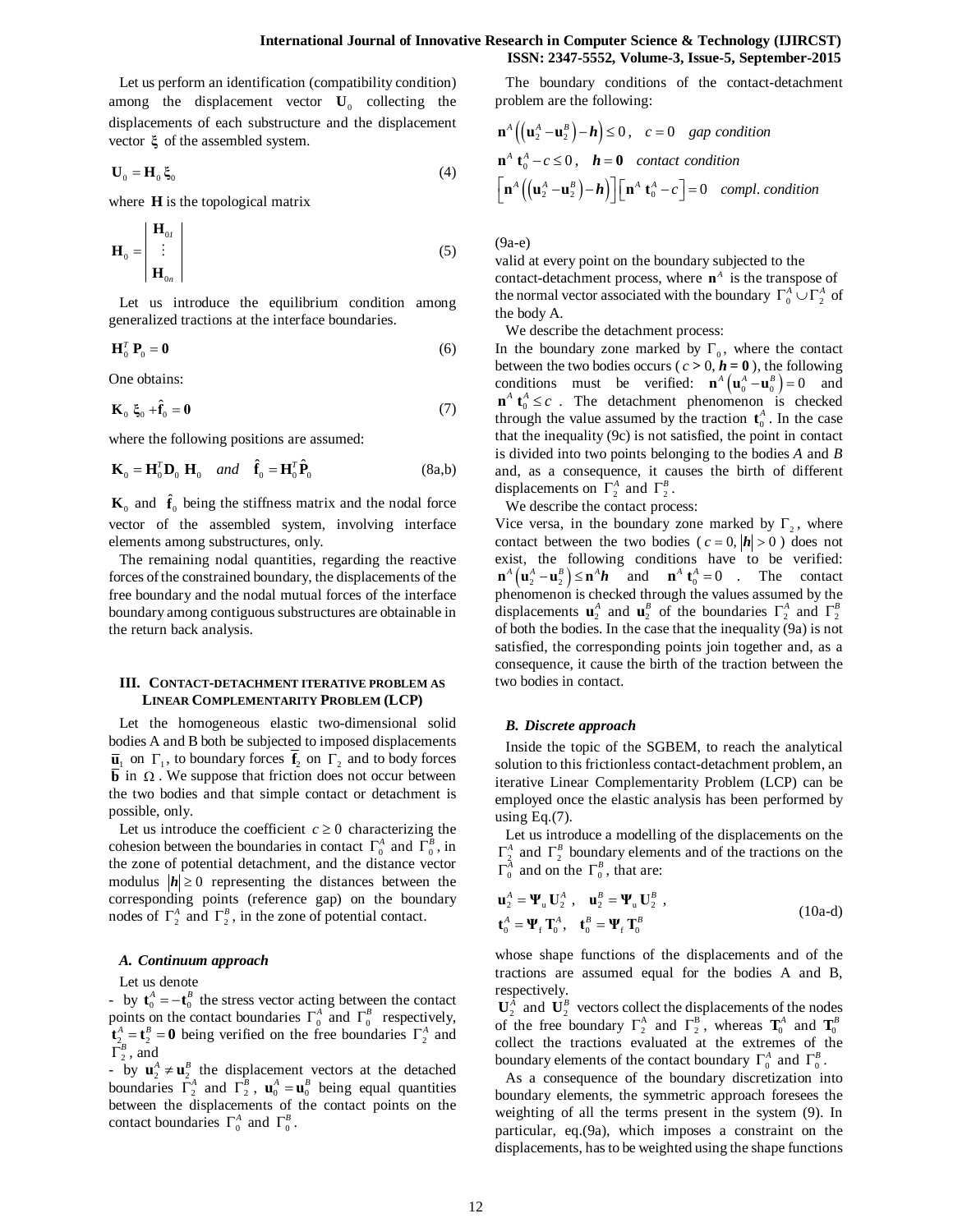Let us perform an identification (compatibility condition) among the displacement vector $\mathbf{U}_0$ collecting the displacements of each substructure and the displacement vector $\boldsymbol{\xi}$ of the assembled system.

$$\mathbf{U}_0 = \mathbf{H}_0 \, \boldsymbol{\xi}_0 \tag{4}$$

where $\mathbf{H}$ is the topological matrix

$$\mathbf{H}_0 = \begin{vmatrix} \mathbf{H}_{01} \\ \vdots \\ \mathbf{H}_{0n} \end{vmatrix} \tag{5}$$

Let us introduce the equilibrium condition among generalized tractions at the interface boundaries.

$$\mathbf{H}_0^T \, \mathbf{P}_0 = \mathbf{0} \tag{6}$$

One obtains:

$$\mathbf{K}_0 \, \boldsymbol{\xi}_0 + \hat{\mathbf{f}}_0 = \mathbf{0} \tag{7}$$

where the following positions are assumed:

$$\mathbf{K}_0 = \mathbf{H}_0^T \mathbf{D}_0 \, \mathbf{H}_0 \quad \textit{and} \quad \hat{\mathbf{f}}_0 = \mathbf{H}_0^T \hat{\mathbf{P}}_0 \tag{8a,b}$$

$\mathbf{K}_0$ and $\hat{\mathbf{f}}_0$ being the stiffness matrix and the nodal force vector of the assembled system, involving interface elements among substructures, only.

The remaining nodal quantities, regarding the reactive forces of the constrained boundary, the displacements of the free boundary and the nodal mutual forces of the interface boundary among contiguous substructures are obtainable in the return back analysis.

## III. Contact-detachment iterative problem as Linear Complementarity Problem (LCP)

Let the homogeneous elastic two-dimensional solid bodies A and B both be subjected to imposed displacements $\overline{\mathbf{u}}_1$ on $\Gamma_1$, to boundary forces $\overline{\mathbf{f}}_2$ on $\Gamma_2$ and to body forces $\overline{\mathbf{b}}$ in $\Omega$. We suppose that friction does not occur between the two bodies and that simple contact or detachment is possible, only.

Let us introduce the coefficient $c \geq 0$ characterizing the cohesion between the boundaries in contact $\Gamma_0^A$ and $\Gamma_0^B$, in the zone of potential detachment, and the distance vector modulus $|\boldsymbol{h}| \geq 0$ representing the distances between the corresponding points (reference gap) on the boundary nodes of $\Gamma_2^A$ and $\Gamma_2^B$, in the zone of potential contact.

### A. Continuum approach

Let us denote

- by $\mathbf{t}_0^A = -\mathbf{t}_0^B$ the stress vector acting between the contact points on the contact boundaries $\Gamma_0^A$ and $\Gamma_0^B$ respectively, $\mathbf{t}_2^A = \mathbf{t}_2^B = \mathbf{0}$ being verified on the free boundaries $\Gamma_2^A$ and $\Gamma_2^B$, and
- by $\mathbf{u}_2^A \neq \mathbf{u}_2^B$ the displacement vectors at the detached boundaries $\Gamma_2^A$ and $\Gamma_2^B$, $\mathbf{u}_0^A = \mathbf{u}_0^B$ being equal quantities between the displacements of the contact points on the contact boundaries $\Gamma_0^A$ and $\Gamma_0^B$.

The boundary conditions of the contact-detachment problem are the following:

$$\mathbf{n}^A\left(\left(\mathbf{u}_2^A - \mathbf{u}_2^B\right) - \boldsymbol{h}\right) \leq 0\,, \quad c = 0 \quad \textit{gap condition}$$
$$\mathbf{n}^A \, \mathbf{t}_0^A - c \leq 0\,, \quad \boldsymbol{h} = \mathbf{0} \quad \textit{contact condition}$$
$$\left[\mathbf{n}^A\left(\left(\mathbf{u}_2^A - \mathbf{u}_2^B\right) - \boldsymbol{h}\right)\right]\left[\mathbf{n}^A \, \mathbf{t}_0^A - c\right] = 0 \quad \textit{compl. condition}$$

(9a-e)

valid at every point on the boundary subjected to the contact-detachment process, where $\mathbf{n}^A$ is the transpose of the normal vector associated with the boundary $\Gamma_0^A \cup \Gamma_2^A$ of the body A.

We describe the detachment process:

In the boundary zone marked by $\Gamma_0$, where the contact between the two bodies occurs ($c > 0$, $\boldsymbol{h} = \mathbf{0}$), the following conditions must be verified: $\mathbf{n}^A\left(\mathbf{u}_0^A - \mathbf{u}_0^B\right) = 0$ and $\mathbf{n}^A \, \mathbf{t}_0^A \leq c$. The detachment phenomenon is checked through the value assumed by the traction $\mathbf{t}_0^A$. In the case that the inequality (9c) is not satisfied, the point in contact is divided into two points belonging to the bodies *A* and *B* and, as a consequence, it causes the birth of different displacements on $\Gamma_2^A$ and $\Gamma_2^B$.

We describe the contact process:

Vice versa, in the boundary zone marked by $\Gamma_2$, where contact between the two bodies ($c = 0, |\boldsymbol{h}| > 0$) does not exist, the following conditions have to be verified: $\mathbf{n}^A\left(\mathbf{u}_2^A - \mathbf{u}_2^B\right) \leq \mathbf{n}^A \boldsymbol{h}$ and $\mathbf{n}^A \, \mathbf{t}_0^A = 0$. The contact phenomenon is checked through the values assumed by the displacements $\mathbf{u}_2^A$ and $\mathbf{u}_2^B$ of the boundaries $\Gamma_2^A$ and $\Gamma_2^B$ of both the bodies. In the case that the inequality (9a) is not satisfied, the corresponding points join together and, as a consequence, it cause the birth of the traction between the two bodies in contact.

### B. Discrete approach

Inside the topic of the SGBEM, to reach the analytical solution to this frictionless contact-detachment problem, an iterative Linear Complementarity Problem (LCP) can be employed once the elastic analysis has been performed by using Eq.(7).

Let us introduce a modelling of the displacements on the $\Gamma_2^A$ and $\Gamma_2^B$ boundary elements and of the tractions on the $\Gamma_0^A$ and on the $\Gamma_0^B$, that are:

$$\mathbf{u}_2^A = \boldsymbol{\Psi}_u \, \mathbf{U}_2^A\,, \quad \mathbf{u}_2^B = \boldsymbol{\Psi}_u \, \mathbf{U}_2^B\,,$$
$$\mathbf{t}_0^A = \boldsymbol{\Psi}_f \, \mathbf{T}_0^A, \quad \mathbf{t}_0^B = \boldsymbol{\Psi}_f \, \mathbf{T}_0^B \tag{10a-d}$$

whose shape functions of the displacements and of the tractions are assumed equal for the bodies A and B, respectively.

$\mathbf{U}_2^A$ and $\mathbf{U}_2^B$ vectors collect the displacements of the nodes of the free boundary $\Gamma_2^A$ and $\Gamma_2^B$, whereas $\mathbf{T}_0^A$ and $\mathbf{T}_0^B$ collect the tractions evaluated at the extremes of the boundary elements of the contact boundary $\Gamma_0^A$ and $\Gamma_0^B$.

As a consequence of the boundary discretization into boundary elements, the symmetric approach foresees the weighting of all the terms present in the system (9). In particular, eq.(9a), which imposes a constraint on the displacements, has to be weighted using the shape functions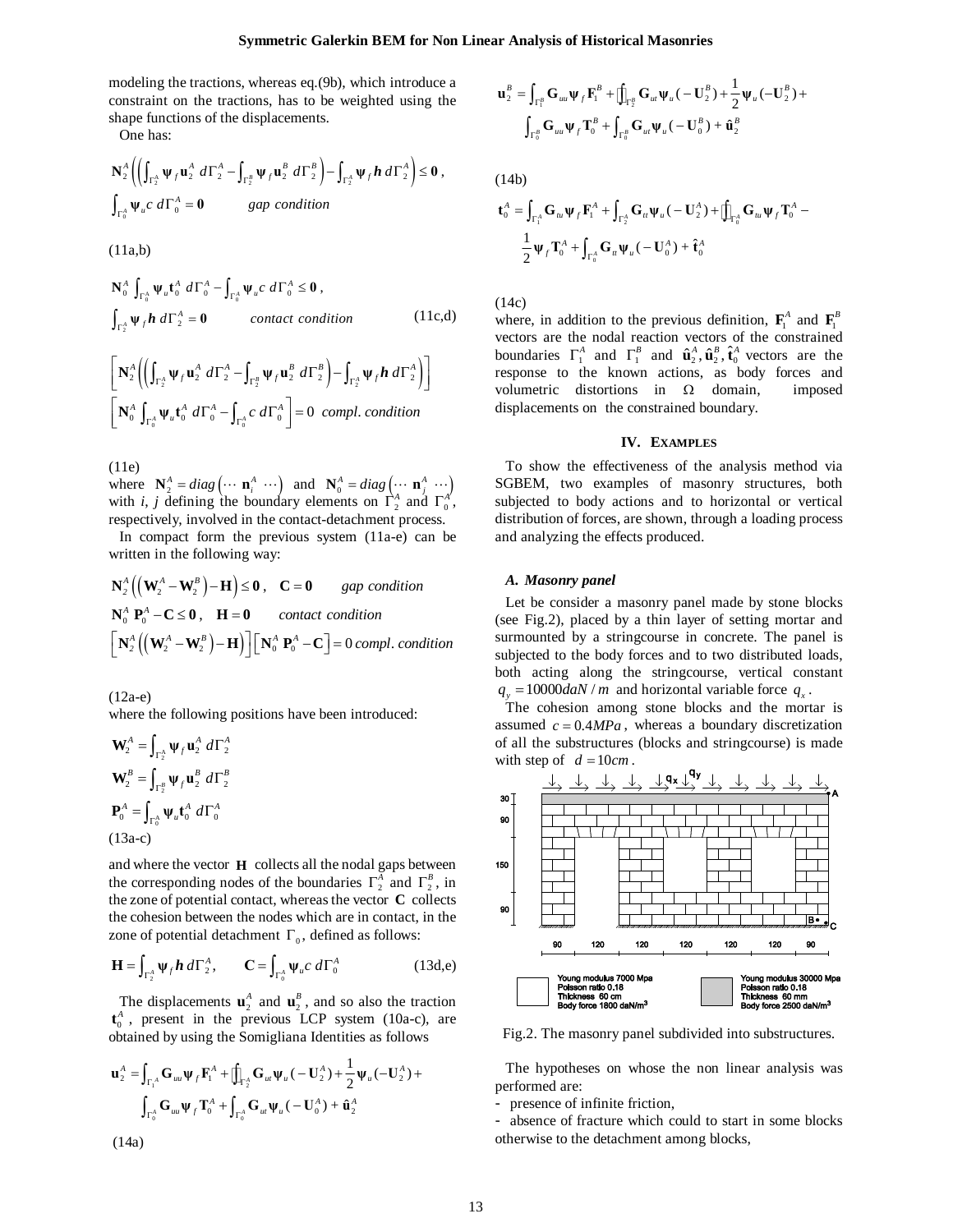modeling the tractions, whereas eq.(9b), which introduce a constraint on the tractions, has to be weighted using the shape functions of the displacements.

One has:

$$\mathbf{N}_2^A\left(\left(\int_{\Gamma_2^A}\boldsymbol{\psi}_f\,\mathbf{u}_2^A\,d\Gamma_2^A-\int_{\Gamma_2^B}\boldsymbol{\psi}_f\,\mathbf{u}_2^B\,d\Gamma_2^B\right)-\int_{\Gamma_2^A}\boldsymbol{\psi}_f\,\boldsymbol{h}\,d\Gamma_2^A\right)\leq\mathbf{0}\,,$$

$$\int_{\Gamma_0^A}\boldsymbol{\psi}_u c\,d\Gamma_0^A=\mathbf{0}\qquad\textit{gap condition}$$

(11a,b)

$$\mathbf{N}_0^A\int_{\Gamma_0^A}\boldsymbol{\psi}_u\mathbf{t}_0^A\,d\Gamma_0^A-\int_{\Gamma_0^A}\boldsymbol{\psi}_u c\,d\Gamma_0^A\leq\mathbf{0}\,,$$

$$\int_{\Gamma_2^A}\boldsymbol{\psi}_f\,\boldsymbol{h}\,d\Gamma_2^A=\mathbf{0}\qquad\textit{contact condition}\qquad(11c,d)$$

$$\left[\mathbf{N}_2^A\left(\left(\int_{\Gamma_2^A}\boldsymbol{\psi}_f\,\mathbf{u}_2^A\,d\Gamma_2^A-\int_{\Gamma_2^B}\boldsymbol{\psi}_f\,\mathbf{u}_2^B\,d\Gamma_2^B\right)-\int_{\Gamma_2^A}\boldsymbol{\psi}_f\,\boldsymbol{h}\,d\Gamma_2^A\right)\right]$$

$$\left[\mathbf{N}_0^A\int_{\Gamma_0^A}\boldsymbol{\psi}_u\mathbf{t}_0^A\,d\Gamma_0^A-\int_{\Gamma_0^A}c\,d\Gamma_0^A\right]=0\quad\textit{compl. condition}$$

(11e)

where $\mathbf{N}_2^A=diag\left(\cdots\ \mathbf{n}_i^A\ \cdots\right)$ and $\mathbf{N}_0^A=diag\left(\cdots\ \mathbf{n}_j^A\ \cdots\right)$ with *i*, *j* defining the boundary elements on $\Gamma_2^A$ and $\Gamma_0^A$, respectively, involved in the contact-detachment process.

In compact form the previous system (11a-e) can be written in the following way:

$$\mathbf{N}_2^A\left(\left(\mathbf{W}_2^A-\mathbf{W}_2^B\right)-\mathbf{H}\right)\leq\mathbf{0}\,,\quad\mathbf{C}=\mathbf{0}\qquad\textit{gap condition}$$

$$\mathbf{N}_0^A\,\mathbf{P}_0^A-\mathbf{C}\leq\mathbf{0}\,,\quad\mathbf{H}=\mathbf{0}\qquad\textit{contact condition}$$

$$\left[\mathbf{N}_2^A\left(\left(\mathbf{W}_2^A-\mathbf{W}_2^B\right)-\mathbf{H}\right)\right]\left[\mathbf{N}_0^A\,\mathbf{P}_0^A-\mathbf{C}\right]=0\,\textit{compl. condition}$$

(12a-e)

where the following positions have been introduced:

$$\mathbf{W}_2^A=\int_{\Gamma_2^A}\boldsymbol{\psi}_f\,\mathbf{u}_2^A\,d\Gamma_2^A$$

$$\mathbf{W}_2^B=\int_{\Gamma_2^B}\boldsymbol{\psi}_f\,\mathbf{u}_2^B\,d\Gamma_2^B$$

$$\mathbf{P}_0^A=\int_{\Gamma_0^A}\boldsymbol{\psi}_u\,\mathbf{t}_0^A\,d\Gamma_0^A$$

(13a-c)

and where the vector $\mathbf{H}$ collects all the nodal gaps between the corresponding nodes of the boundaries $\Gamma_2^A$ and $\Gamma_2^B$, in the zone of potential contact, whereas the vector $\mathbf{C}$ collects the cohesion between the nodes which are in contact, in the zone of potential detachment $\Gamma_0$, defined as follows:

$$\mathbf{H}=\int_{\Gamma_2^A}\boldsymbol{\psi}_f\,\boldsymbol{h}\,d\Gamma_2^A,\qquad\mathbf{C}=\int_{\Gamma_0^A}\boldsymbol{\psi}_u c\,d\Gamma_0^A\qquad(13d,e)$$

The displacements $\mathbf{u}_2^A$ and $\mathbf{u}_2^B$, and so also the traction $\mathbf{t}_0^A$, present in the previous LCP system (10a-c), are obtained by using the Somigliana Identities as follows

$$\mathbf{u}_2^A=\int_{\Gamma_1^A}\mathbf{G}_{uu}\boldsymbol{\psi}_f\mathbf{F}_1^A+\oint_{\Gamma_2^A}\mathbf{G}_{ut}\boldsymbol{\psi}_u(-\mathbf{U}_2^A)+\frac{1}{2}\boldsymbol{\psi}_u(-\mathbf{U}_2^A)+\int_{\Gamma_0^A}\mathbf{G}_{uu}\boldsymbol{\psi}_f\mathbf{T}_0^A+\int_{\Gamma_0^A}\mathbf{G}_{ut}\boldsymbol{\psi}_u(-\mathbf{U}_0^A)+\hat{\mathbf{u}}_2^A$$

(14a)

$$\mathbf{u}_2^B=\int_{\Gamma_1^B}\mathbf{G}_{uu}\boldsymbol{\psi}_f\mathbf{F}_1^B+\oint_{\Gamma_2^B}\mathbf{G}_{ut}\boldsymbol{\psi}_u(-\mathbf{U}_2^B)+\frac{1}{2}\boldsymbol{\psi}_u(-\mathbf{U}_2^B)+\int_{\Gamma_0^B}\mathbf{G}_{uu}\boldsymbol{\psi}_f\mathbf{T}_0^B+\int_{\Gamma_0^B}\mathbf{G}_{ut}\boldsymbol{\psi}_u(-\mathbf{U}_0^B)+\hat{\mathbf{u}}_2^B$$

(14b)

$$\mathbf{t}_0^A=\int_{\Gamma_1^A}\mathbf{G}_{tu}\boldsymbol{\psi}_f\mathbf{F}_1^A+\int_{\Gamma_2^A}\mathbf{G}_{tt}\boldsymbol{\psi}_u(-\mathbf{U}_2^A)+\oint_{\Gamma_0^A}\mathbf{G}_{tu}\boldsymbol{\psi}_f\mathbf{T}_0^A-\frac{1}{2}\boldsymbol{\psi}_f\mathbf{T}_0^A+\int_{\Gamma_0^A}\mathbf{G}_{tt}\boldsymbol{\psi}_u(-\mathbf{U}_0^A)+\hat{\mathbf{t}}_0^A$$

(14c)

where, in addition to the previous definition, $\mathbf{F}_1^A$ and $\mathbf{F}_1^B$ vectors are the nodal reaction vectors of the constrained boundaries $\Gamma_1^A$ and $\Gamma_1^B$ and $\hat{\mathbf{u}}_2^A,\hat{\mathbf{u}}_2^B,\hat{\mathbf{t}}_0^A$ vectors are the response to the known actions, as body forces and volumetric distortions in $\Omega$ domain, imposed displacements on the constrained boundary.

## IV. Examples

To show the effectiveness of the analysis method via SGBEM, two examples of masonry structures, both subjected to body actions and to horizontal or vertical distribution of forces, are shown, through a loading process and analyzing the effects produced.

### A. Masonry panel

Let be consider a masonry panel made by stone blocks (see Fig.2), placed by a thin layer of setting mortar and surmounted by a stringcourse in concrete. The panel is subjected to the body forces and to two distributed loads, both acting along the stringcourse, vertical constant $q_y=10000daN/m$ and horizontal variable force $q_x$.

The cohesion among stone blocks and the mortar is assumed $c=0.4MPa$, whereas a boundary discretization of all the substructures (blocks and stringcourse) is made with step of $d=10cm$.

Fig.2. The masonry panel subdivided into substructures.

The hypotheses on whose the non linear analysis was performed are:

- presence of infinite friction,
- absence of fracture which could to start in some blocks otherwise to the detachment among blocks,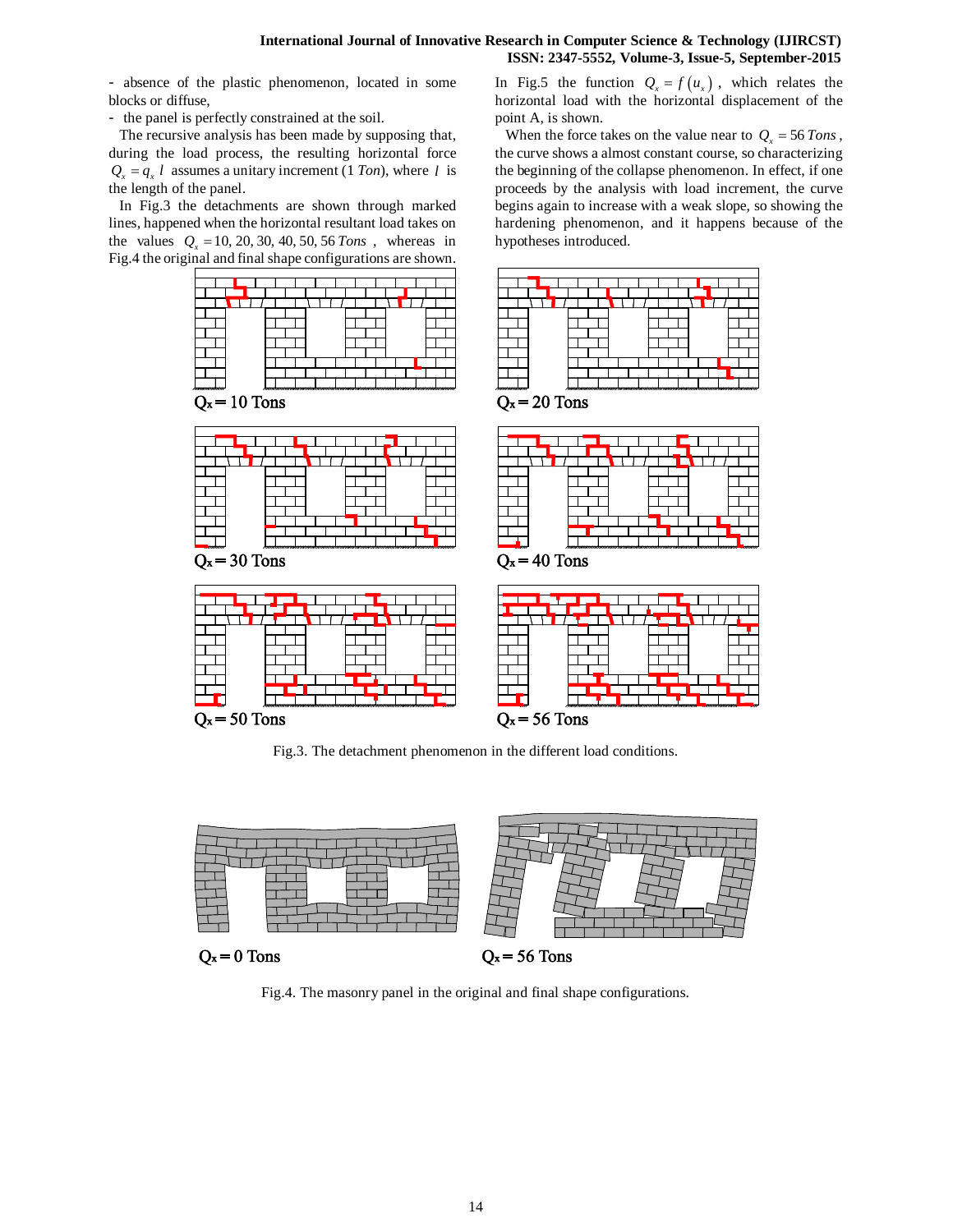- absence of the plastic phenomenon, located in some blocks or diffuse,

- the panel is perfectly constrained at the soil.

The recursive analysis has been made by supposing that, during the load process, the resulting horizontal force $Q_x = q_x\, l$ assumes a unitary increment (1 *Ton*), where $l$ is the length of the panel.

In Fig.3 the detachments are shown through marked lines, happened when the horizontal resultant load takes on the values $Q_x = 10, 20, 30, 40, 50, 56\ Tons$, whereas in Fig.4 the original and final shape configurations are shown.

In Fig.5 the function $Q_x = f(u_x)$, which relates the horizontal load with the horizontal displacement of the point A, is shown.

When the force takes on the value near to $Q_x = 56\ Tons$, the curve shows a almost constant course, so characterizing the beginning of the collapse phenomenon. In effect, if one proceeds by the analysis with load increment, the curve begins again to increase with a weak slope, so showing the hardening phenomenon, and it happens because of the hypotheses introduced.

Fig.3. The detachment phenomenon in the different load conditions.

Fig.4. The masonry panel in the original and final shape configurations.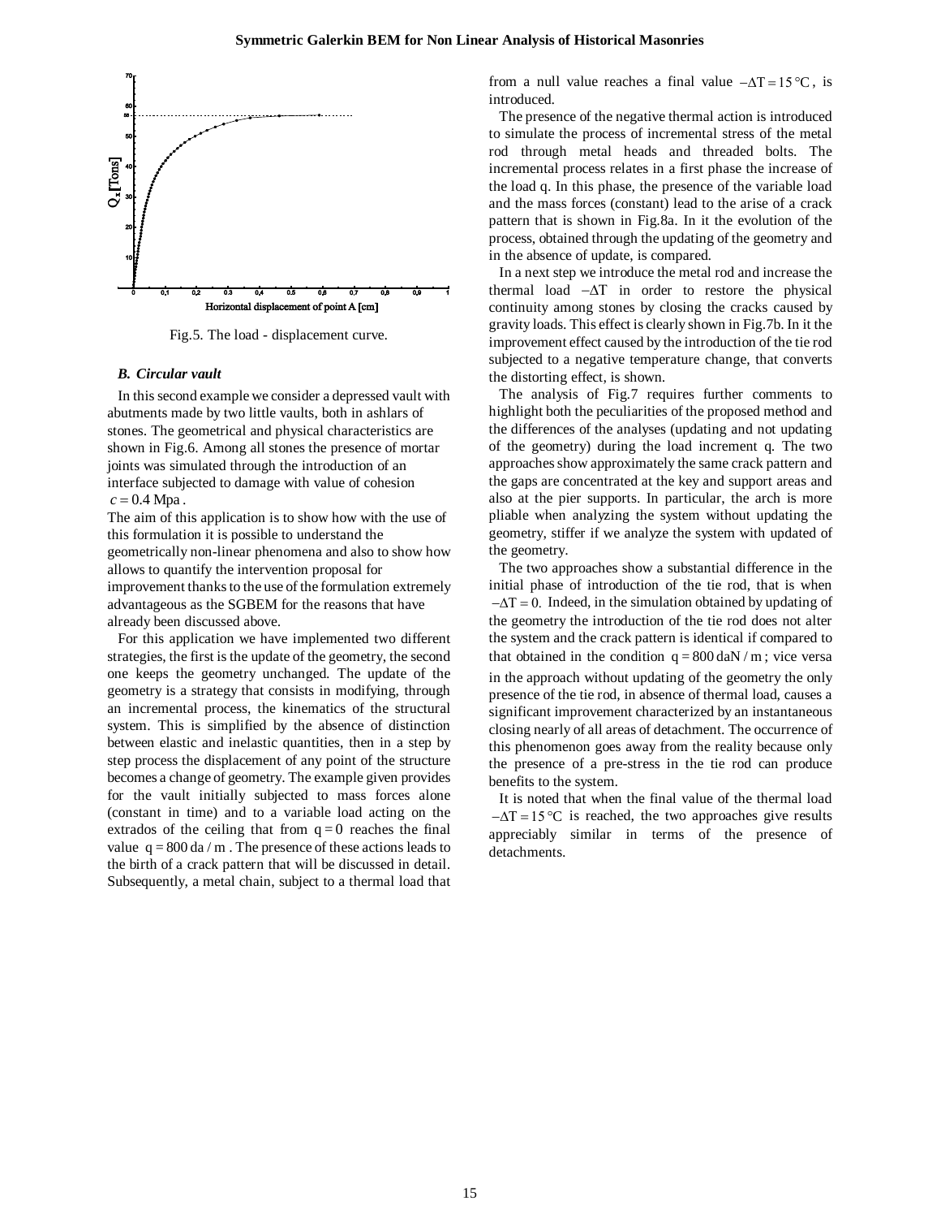Fig.5. The load - displacement curve.

### B. Circular vault

In this second example we consider a depressed vault with abutments made by two little vaults, both in ashlars of stones. The geometrical and physical characteristics are shown in Fig.6. Among all stones the presence of mortar joints was simulated through the introduction of an interface subjected to damage with value of cohesion $c = 0.4$ Mpa.

The aim of this application is to show how with the use of this formulation it is possible to understand the geometrically non-linear phenomena and also to show how allows to quantify the intervention proposal for improvement thanks to the use of the formulation extremely advantageous as the SGBEM for the reasons that have already been discussed above.

For this application we have implemented two different strategies, the first is the update of the geometry, the second one keeps the geometry unchanged. The update of the geometry is a strategy that consists in modifying, through an incremental process, the kinematics of the structural system. This is simplified by the absence of distinction between elastic and inelastic quantities, then in a step by step process the displacement of any point of the structure becomes a change of geometry. The example given provides for the vault initially subjected to mass forces alone (constant in time) and to a variable load acting on the extrados of the ceiling that from $q = 0$ reaches the final value $q = 800$ da / m. The presence of these actions leads to the birth of a crack pattern that will be discussed in detail. Subsequently, a metal chain, subject to a thermal load that from a null value reaches a final value $-\Delta T = 15\,°C$, is introduced.

The presence of the negative thermal action is introduced to simulate the process of incremental stress of the metal rod through metal heads and threaded bolts. The incremental process relates in a first phase the increase of the load q. In this phase, the presence of the variable load and the mass forces (constant) lead to the arise of a crack pattern that is shown in Fig.8a. In it the evolution of the process, obtained through the updating of the geometry and in the absence of update, is compared.

In a next step we introduce the metal rod and increase the thermal load $-\Delta T$ in order to restore the physical continuity among stones by closing the cracks caused by gravity loads. This effect is clearly shown in Fig.7b. In it the improvement effect caused by the introduction of the tie rod subjected to a negative temperature change, that converts the distorting effect, is shown.

The analysis of Fig.7 requires further comments to highlight both the peculiarities of the proposed method and the differences of the analyses (updating and not updating of the geometry) during the load increment q. The two approaches show approximately the same crack pattern and the gaps are concentrated at the key and support areas and also at the pier supports. In particular, the arch is more pliable when analyzing the system without updating the geometry, stiffer if we analyze the system with updated of the geometry.

The two approaches show a substantial difference in the initial phase of introduction of the tie rod, that is when $-\Delta T = 0$. Indeed, in the simulation obtained by updating of the geometry the introduction of the tie rod does not alter the system and the crack pattern is identical if compared to that obtained in the condition $q = 800\,\text{daN/m}$; vice versa in the approach without updating of the geometry the only presence of the tie rod, in absence of thermal load, causes a significant improvement characterized by an instantaneous closing nearly of all areas of detachment. The occurrence of this phenomenon goes away from the reality because only the presence of a pre-stress in the tie rod can produce benefits to the system.

It is noted that when the final value of the thermal load $-\Delta T = 15\,°C$ is reached, the two approaches give results appreciably similar in terms of the presence of detachments.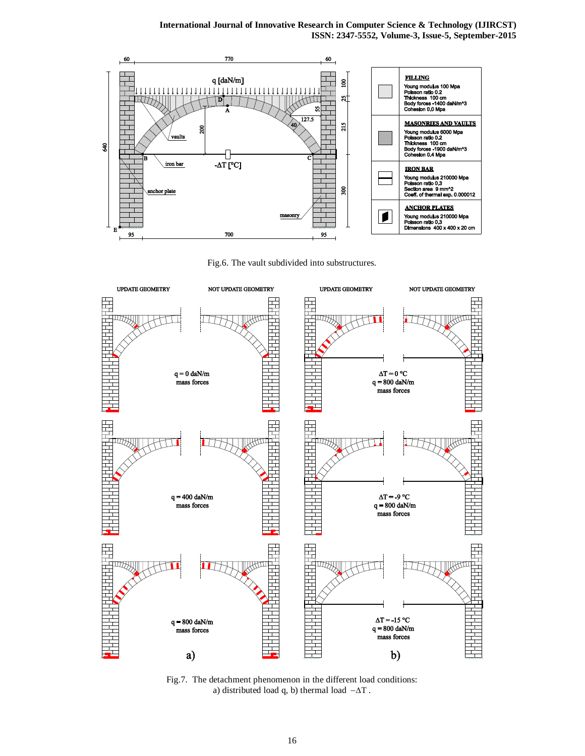Fig.6. The vault subdivided into substructures.

Fig.7. The detachment phenomenon in the different load conditions: a) distributed load q, b) thermal load $-\Delta T$.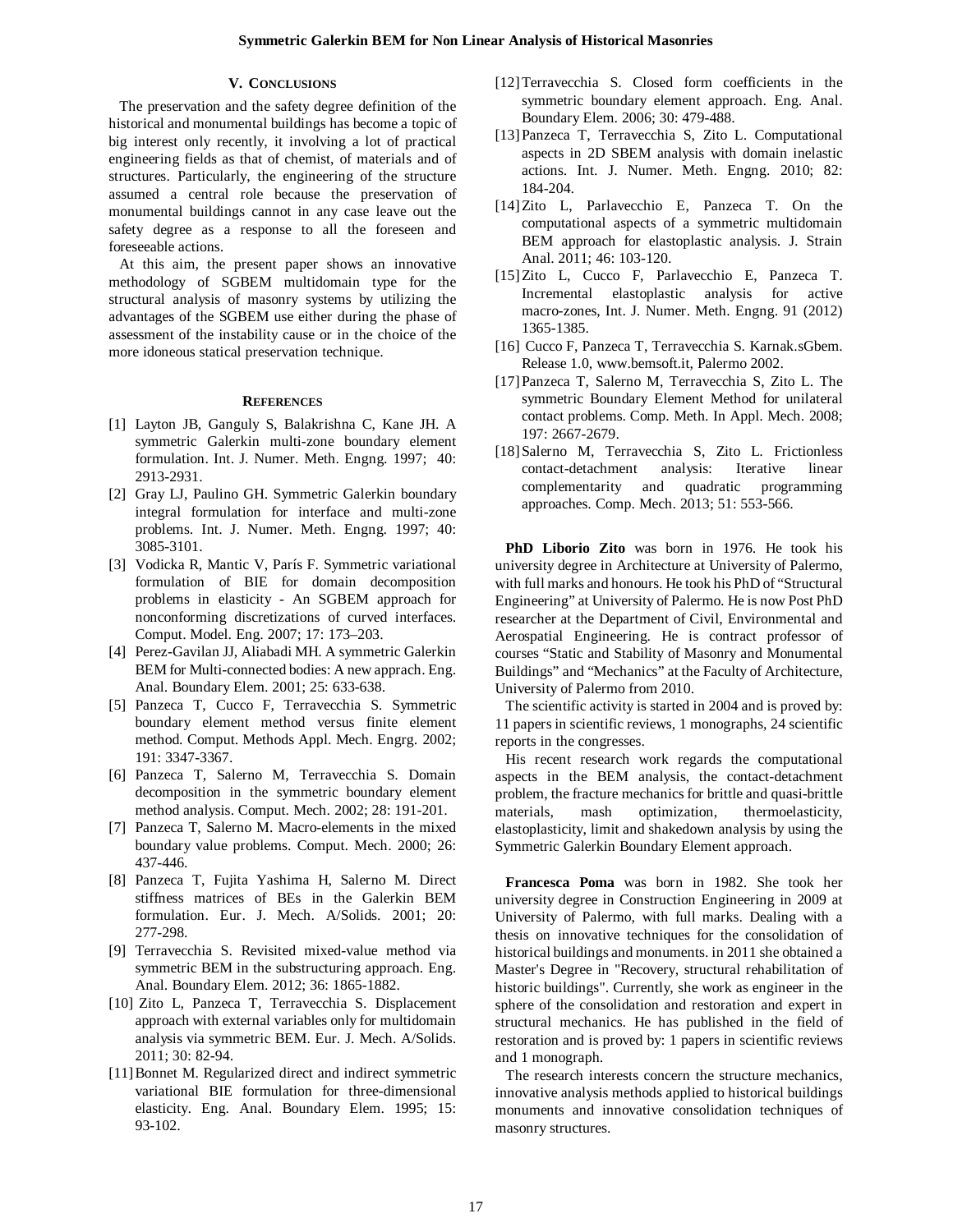## V. Conclusions

The preservation and the safety degree definition of the historical and monumental buildings has become a topic of big interest only recently, it involving a lot of practical engineering fields as that of chemist, of materials and of structures. Particularly, the engineering of the structure assumed a central role because the preservation of monumental buildings cannot in any case leave out the safety degree as a response to all the foreseen and foreseeable actions.

At this aim, the present paper shows an innovative methodology of SGBEM multidomain type for the structural analysis of masonry systems by utilizing the advantages of the SGBEM use either during the phase of assessment of the instability cause or in the choice of the more idoneous statical preservation technique.

## References

[1] Layton JB, Ganguly S, Balakrishna C, Kane JH. A symmetric Galerkin multi-zone boundary element formulation. Int. J. Numer. Meth. Engng. 1997; 40: 2913-2931.

[2] Gray LJ, Paulino GH. Symmetric Galerkin boundary integral formulation for interface and multi-zone problems. Int. J. Numer. Meth. Engng. 1997; 40: 3085-3101.

[3] Vodicka R, Mantic V, París F. Symmetric variational formulation of BIE for domain decomposition problems in elasticity - An SGBEM approach for nonconforming discretizations of curved interfaces. Comput. Model. Eng. 2007; 17: 173–203.

[4] Perez-Gavilan JJ, Aliabadi MH. A symmetric Galerkin BEM for Multi-connected bodies: A new apprach. Eng. Anal. Boundary Elem. 2001; 25: 633-638.

[5] Panzeca T, Cucco F, Terravecchia S. Symmetric boundary element method versus finite element method. Comput. Methods Appl. Mech. Engrg. 2002; 191: 3347-3367.

[6] Panzeca T, Salerno M, Terravecchia S. Domain decomposition in the symmetric boundary element method analysis. Comput. Mech. 2002; 28: 191-201.

[7] Panzeca T, Salerno M. Macro-elements in the mixed boundary value problems. Comput. Mech. 2000; 26: 437-446.

[8] Panzeca T, Fujita Yashima H, Salerno M. Direct stiffness matrices of BEs in the Galerkin BEM formulation. Eur. J. Mech. A/Solids. 2001; 20: 277-298.

[9] Terravecchia S. Revisited mixed-value method via symmetric BEM in the substructuring approach. Eng. Anal. Boundary Elem. 2012; 36: 1865-1882.

[10] Zito L, Panzeca T, Terravecchia S. Displacement approach with external variables only for multidomain analysis via symmetric BEM. Eur. J. Mech. A/Solids. 2011; 30: 82-94.

[11] Bonnet M. Regularized direct and indirect symmetric variational BIE formulation for three-dimensional elasticity. Eng. Anal. Boundary Elem. 1995; 15: 93-102.

[12] Terravecchia S. Closed form coefficients in the symmetric boundary element approach. Eng. Anal. Boundary Elem. 2006; 30: 479-488.

[13] Panzeca T, Terravecchia S, Zito L. Computational aspects in 2D SBEM analysis with domain inelastic actions. Int. J. Numer. Meth. Engng. 2010; 82: 184-204.

[14] Zito L, Parlavecchio E, Panzeca T. On the computational aspects of a symmetric multidomain BEM approach for elastoplastic analysis. J. Strain Anal. 2011; 46: 103-120.

[15] Zito L, Cucco F, Parlavecchio E, Panzeca T. Incremental elastoplastic analysis for active macro-zones, Int. J. Numer. Meth. Engng. 91 (2012) 1365-1385.

[16] Cucco F, Panzeca T, Terravecchia S. Karnak.sGbem. Release 1.0, www.bemsoft.it, Palermo 2002.

[17] Panzeca T, Salerno M, Terravecchia S, Zito L. The symmetric Boundary Element Method for unilateral contact problems. Comp. Meth. In Appl. Mech. 2008; 197: 2667-2679.

[18] Salerno M, Terravecchia S, Zito L. Frictionless contact-detachment analysis: Iterative linear complementarity and quadratic programming approaches. Comp. Mech. 2013; 51: 553-566.

**PhD Liborio Zito** was born in 1976. He took his university degree in Architecture at University of Palermo, with full marks and honours. He took his PhD of "Structural Engineering" at University of Palermo. He is now Post PhD researcher at the Department of Civil, Environmental and Aerospatial Engineering. He is contract professor of courses "Static and Stability of Masonry and Monumental Buildings" and "Mechanics" at the Faculty of Architecture, University of Palermo from 2010.

The scientific activity is started in 2004 and is proved by: 11 papers in scientific reviews, 1 monographs, 24 scientific reports in the congresses.

His recent research work regards the computational aspects in the BEM analysis, the contact-detachment problem, the fracture mechanics for brittle and quasi-brittle materials, mash optimization, thermoelasticity, elastoplasticity, limit and shakedown analysis by using the Symmetric Galerkin Boundary Element approach.

**Francesca Poma** was born in 1982. She took her university degree in Construction Engineering in 2009 at University of Palermo, with full marks. Dealing with a thesis on innovative techniques for the consolidation of historical buildings and monuments. in 2011 she obtained a Master's Degree in "Recovery, structural rehabilitation of historic buildings". Currently, she work as engineer in the sphere of the consolidation and restoration and expert in structural mechanics. He has published in the field of restoration and is proved by: 1 papers in scientific reviews and 1 monograph.

The research interests concern the structure mechanics, innovative analysis methods applied to historical buildings monuments and innovative consolidation techniques of masonry structures.